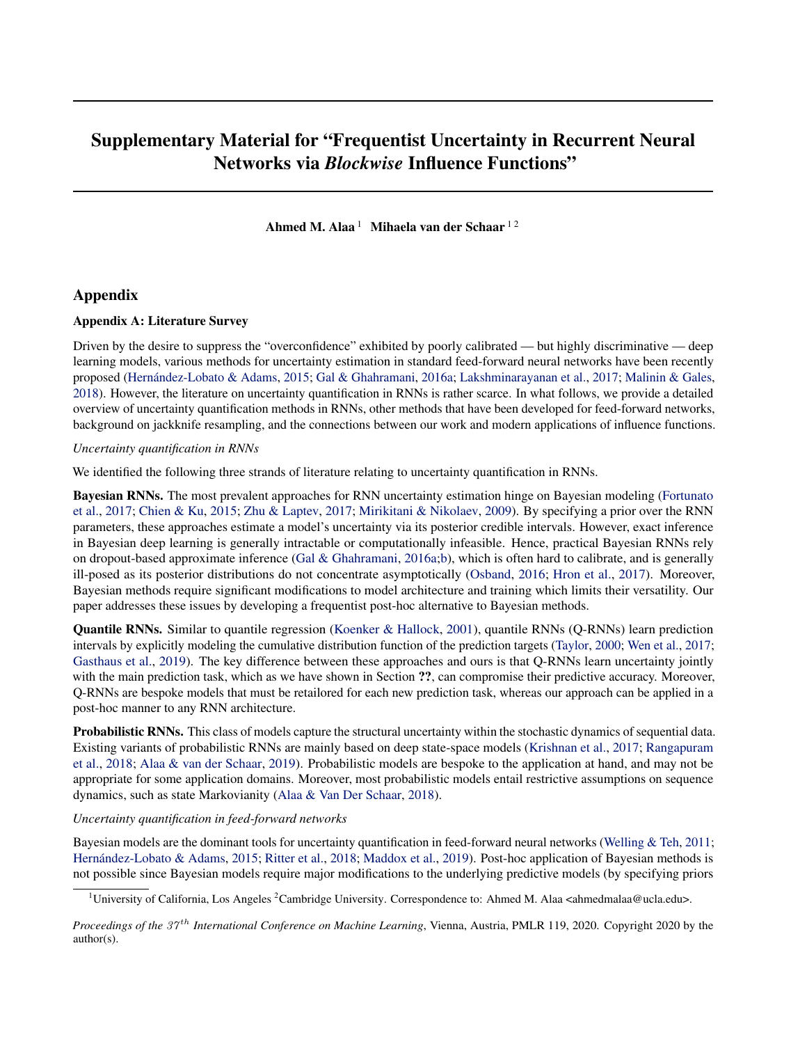# Supplementary Material for "Frequentist Uncertainty in Recurrent Neural Networks via *Blockwise* Influence Functions"

**Ahmed M. Alaa** [1] **Mihaela van der Schaar** [1,2]

## Appendix

### Appendix A: Literature Survey

Driven by the desire to suppress the "overconfidence" exhibited by poorly calibrated — but highly discriminative — deep learning models, various methods for uncertainty estimation in standard feed-forward neural networks have been recently proposed (Hernández-Lobato & Adams, 2015; Gal & Ghahramani, 2016a; Lakshminarayanan et al., 2017; Malinin & Gales, 2018). However, the literature on uncertainty quantification in RNNs is rather scarce. In what follows, we provide a detailed overview of uncertainty quantification methods in RNNs, other methods that have been developed for feed-forward networks, background on jackknife resampling, and the connections between our work and modern applications of influence functions.

*Uncertainty quantification in RNNs*

We identified the following three strands of literature relating to uncertainty quantification in RNNs.

**Bayesian RNNs.** The most prevalent approaches for RNN uncertainty estimation hinge on Bayesian modeling (Fortunato et al., 2017; Chien & Ku, 2015; Zhu & Laptev, 2017; Mirikitani & Nikolaev, 2009). By specifying a prior over the RNN parameters, these approaches estimate a model's uncertainty via its posterior credible intervals. However, exact inference in Bayesian deep learning is generally intractable or computationally infeasible. Hence, practical Bayesian RNNs rely on dropout-based approximate inference (Gal & Ghahramani, 2016a;b), which is often hard to calibrate, and is generally ill-posed as its posterior distributions do not concentrate asymptotically (Osband, 2016; Hron et al., 2017). Moreover, Bayesian methods require significant modifications to model architecture and training which limits their versatility. Our paper addresses these issues by developing a frequentist post-hoc alternative to Bayesian methods.

**Quantile RNNs.** Similar to quantile regression (Koenker & Hallock, 2001), quantile RNNs (Q-RNNs) learn prediction intervals by explicitly modeling the cumulative distribution function of the prediction targets (Taylor, 2000; Wen et al., 2017; Gasthaus et al., 2019). The key difference between these approaches and ours is that Q-RNNs learn uncertainty jointly with the main prediction task, which as we have shown in Section **??**, can compromise their predictive accuracy. Moreover, Q-RNNs are bespoke models that must be retailored for each new prediction task, whereas our approach can be applied in a post-hoc manner to any RNN architecture.

**Probabilistic RNNs.** This class of models capture the structural uncertainty within the stochastic dynamics of sequential data. Existing variants of probabilistic RNNs are mainly based on deep state-space models (Krishnan et al., 2017; Rangapuram et al., 2018; Alaa & van der Schaar, 2019). Probabilistic models are bespoke to the application at hand, and may not be appropriate for some application domains. Moreover, most probabilistic models entail restrictive assumptions on sequence dynamics, such as state Markovianity (Alaa & Van Der Schaar, 2018).

*Uncertainty quantification in feed-forward networks*

Bayesian models are the dominant tools for uncertainty quantification in feed-forward neural networks (Welling & Teh, 2011; Hernández-Lobato & Adams, 2015; Ritter et al., 2018; Maddox et al., 2019). Post-hoc application of Bayesian methods is not possible since Bayesian models require major modifications to the underlying predictive models (by specifying priors

[1]University of California, Los Angeles [2]Cambridge University. Correspondence to: Ahmed M. Alaa <ahmedmalaa@ucla.edu>.

*Proceedings of the $37^{th}$ International Conference on Machine Learning*, Vienna, Austria, PMLR 119, 2020. Copyright 2020 by the author(s).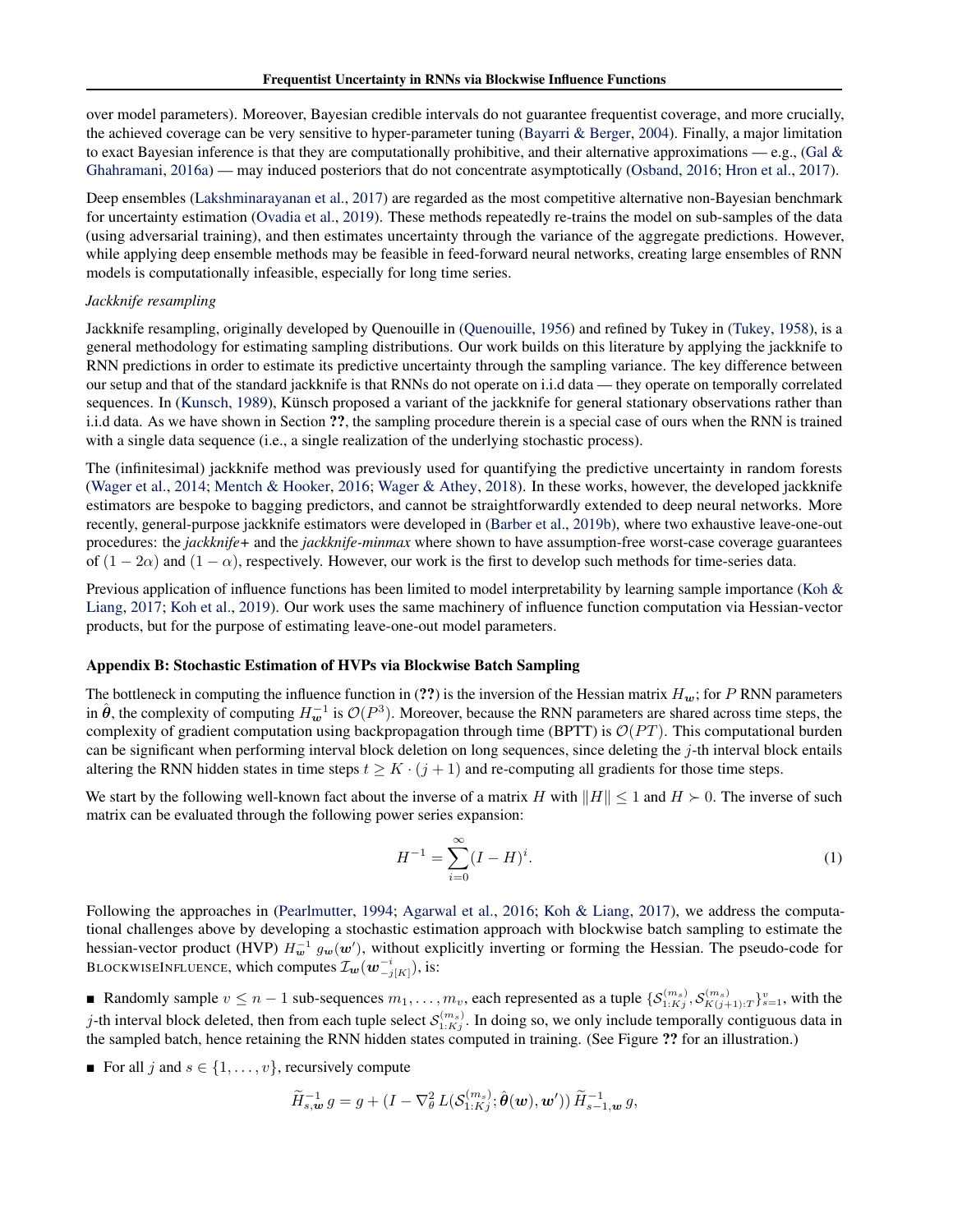over model parameters). Moreover, Bayesian credible intervals do not guarantee frequentist coverage, and more crucially, the achieved coverage can be very sensitive to hyper-parameter tuning (Bayarri & Berger, 2004). Finally, a major limitation to exact Bayesian inference is that they are computationally prohibitive, and their alternative approximations — e.g., (Gal & Ghahramani, 2016a) — may induced posteriors that do not concentrate asymptotically (Osband, 2016; Hron et al., 2017).

Deep ensembles (Lakshminarayanan et al., 2017) are regarded as the most competitive alternative non-Bayesian benchmark for uncertainty estimation (Ovadia et al., 2019). These methods repeatedly re-trains the model on sub-samples of the data (using adversarial training), and then estimates uncertainty through the variance of the aggregate predictions. However, while applying deep ensemble methods may be feasible in feed-forward neural networks, creating large ensembles of RNN models is computationally infeasible, especially for long time series.

*Jackknife resampling*

Jackknife resampling, originally developed by Quenouille in (Quenouille, 1956) and refined by Tukey in (Tukey, 1958), is a general methodology for estimating sampling distributions. Our work builds on this literature by applying the jackknife to RNN predictions in order to estimate its predictive uncertainty through the sampling variance. The key difference between our setup and that of the standard jackknife is that RNNs do not operate on i.i.d data — they operate on temporally correlated sequences. In (Kunsch, 1989), Künsch proposed a variant of the jackknife for general stationary observations rather than i.i.d data. As we have shown in Section **??**, the sampling procedure therein is a special case of ours when the RNN is trained with a single data sequence (i.e., a single realization of the underlying stochastic process).

The (infinitesimal) jackknife method was previously used for quantifying the predictive uncertainty in random forests (Wager et al., 2014; Mentch & Hooker, 2016; Wager & Athey, 2018). In these works, however, the developed jackknife estimators are bespoke to bagging predictors, and cannot be straightforwardly extended to deep neural networks. More recently, general-purpose jackknife estimators were developed in (Barber et al., 2019b), where two exhaustive leave-one-out procedures: the *jackknife+* and the *jackknife-minmax* where shown to have assumption-free worst-case coverage guarantees of $(1-2\alpha)$ and $(1-\alpha)$, respectively. However, our work is the first to develop such methods for time-series data.

Previous application of influence functions has been limited to model interpretability by learning sample importance (Koh & Liang, 2017; Koh et al., 2019). Our work uses the same machinery of influence function computation via Hessian-vector products, but for the purpose of estimating leave-one-out model parameters.

### Appendix B: Stochastic Estimation of HVPs via Blockwise Batch Sampling

The bottleneck in computing the influence function in (**??**) is the inversion of the Hessian matrix $H_{\boldsymbol{w}}$; for $P$ RNN parameters in $\hat{\boldsymbol{\theta}}$, the complexity of computing $H_{\boldsymbol{w}}^{-1}$ is $\mathcal{O}(P^3)$. Moreover, because the RNN parameters are shared across time steps, the complexity of gradient computation using backpropagation through time (BPTT) is $\mathcal{O}(PT)$. This computational burden can be significant when performing interval block deletion on long sequences, since deleting the $j$-th interval block entails altering the RNN hidden states in time steps $t \geq K \cdot (j+1)$ and re-computing all gradients for those time steps.

We start by the following well-known fact about the inverse of a matrix $H$ with $\|H\| \leq 1$ and $H \succ 0$. The inverse of such matrix can be evaluated through the following power series expansion:

$$H^{-1} = \sum_{i=0}^{\infty} (I - H)^i. \tag{1}$$

Following the approaches in (Pearlmutter, 1994; Agarwal et al., 2016; Koh & Liang, 2017), we address the computational challenges above by developing a stochastic estimation approach with blockwise batch sampling to estimate the hessian-vector product (HVP) $H_{\boldsymbol{w}}^{-1}\, g_{\boldsymbol{w}}(\boldsymbol{w}')$, without explicitly inverting or forming the Hessian. The pseudo-code for BLOCKWISEINFLUENCE, which computes $\mathcal{I}_{\boldsymbol{w}}(\boldsymbol{w}^{-i}_{-j[K]})$, is:

- Randomly sample $v \leq n-1$ sub-sequences $m_1, \ldots, m_v$, each represented as a tuple $\{\mathcal{S}^{(m_s)}_{1:Kj}, \mathcal{S}^{(m_s)}_{K(j+1):T}\}_{s=1}^{v}$, with the $j$-th interval block deleted, then from each tuple select $\mathcal{S}^{(m_s)}_{1:Kj}$. In doing so, we only include temporally contiguous data in the sampled batch, hence retaining the RNN hidden states computed in training. (See Figure **??** for an illustration.)
- For all $j$ and $s \in \{1, \ldots, v\}$, recursively compute

$$\widetilde{H}^{-1}_{s,\boldsymbol{w}}\, g = g + (I - \nabla^2_{\theta}\, L(\mathcal{S}^{(m_s)}_{1:Kj}; \hat{\boldsymbol{\theta}}(\boldsymbol{w}), \boldsymbol{w}'))\, \widetilde{H}^{-1}_{s-1,\boldsymbol{w}}\, g,$$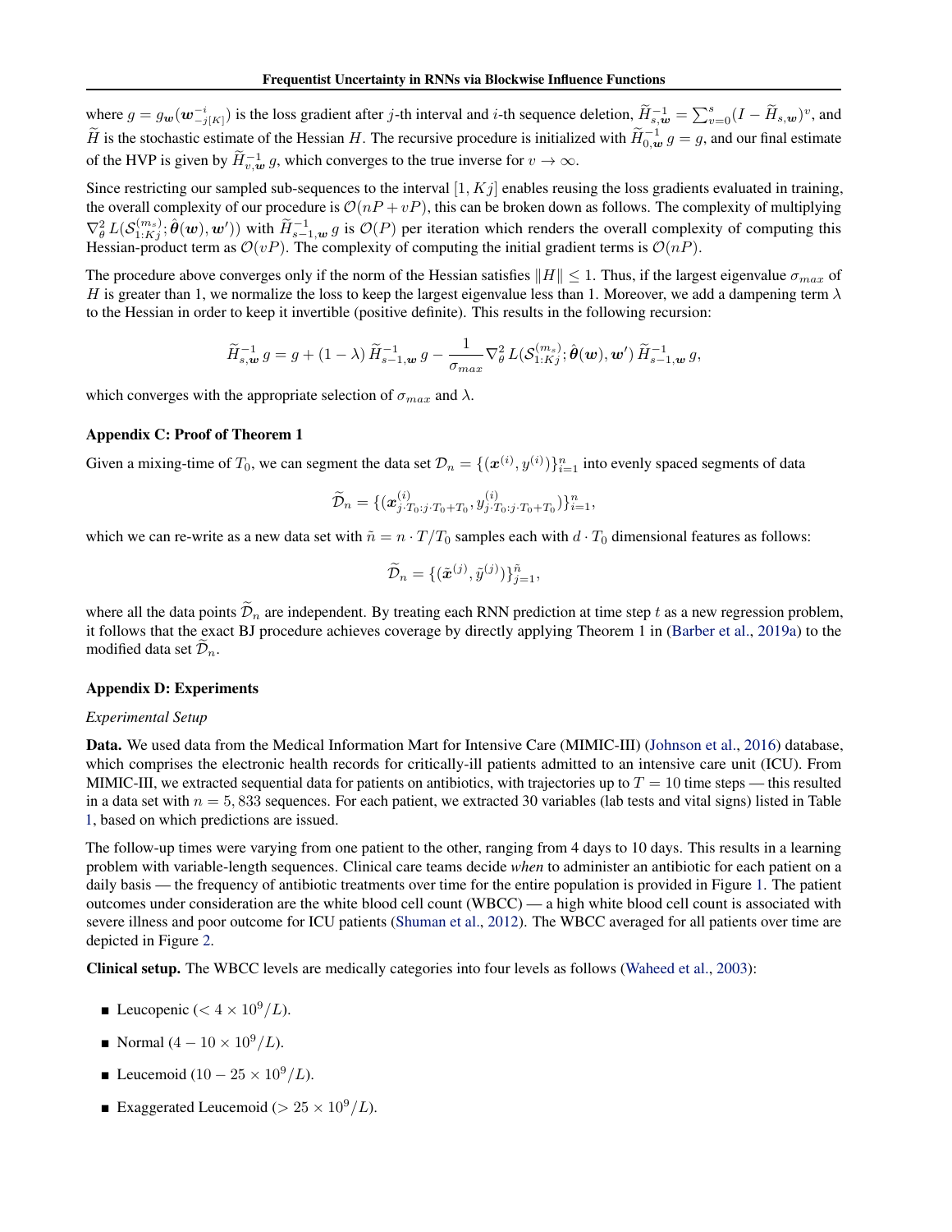where $g = g_{\boldsymbol{w}}(\boldsymbol{w}^{-i}_{-j[K]})$ is the loss gradient after $j$-th interval and $i$-th sequence deletion, $\widetilde{H}^{-1}_{s,\boldsymbol{w}} = \sum_{v=0}^{s}(I - \widetilde{H}_{s,\boldsymbol{w}})^v$, and $\widetilde{H}$ is the stochastic estimate of the Hessian $H$. The recursive procedure is initialized with $\widetilde{H}^{-1}_{0,\boldsymbol{w}}\, g = g$, and our final estimate of the HVP is given by $\widetilde{H}^{-1}_{v,\boldsymbol{w}}\, g$, which converges to the true inverse for $v \to \infty$.

Since restricting our sampled sub-sequences to the interval $[1, Kj]$ enables reusing the loss gradients evaluated in training, the overall complexity of our procedure is $\mathcal{O}(nP + vP)$, this can be broken down as follows. The complexity of multiplying $\nabla^2_\theta\, L(\mathcal{S}^{(m_s)}_{1:Kj}; \hat{\boldsymbol{\theta}}(\boldsymbol{w}), \boldsymbol{w}'))$ with $\widetilde{H}^{-1}_{s-1,\boldsymbol{w}}\, g$ is $\mathcal{O}(P)$ per iteration which renders the overall complexity of computing this Hessian-product term as $\mathcal{O}(vP)$. The complexity of computing the initial gradient terms is $\mathcal{O}(nP)$.

The procedure above converges only if the norm of the Hessian satisfies $\|H\| \leq 1$. Thus, if the largest eigenvalue $\sigma_{max}$ of $H$ is greater than 1, we normalize the loss to keep the largest eigenvalue less than 1. Moreover, we add a dampening term $\lambda$ to the Hessian in order to keep it invertible (positive definite). This results in the following recursion:

$$\widetilde{H}^{-1}_{s,\boldsymbol{w}}\, g = g + (1-\lambda)\, \widetilde{H}^{-1}_{s-1,\boldsymbol{w}}\, g - \frac{1}{\sigma_{max}} \nabla^2_\theta\, L(\mathcal{S}^{(m_s)}_{1:Kj}; \hat{\boldsymbol{\theta}}(\boldsymbol{w}), \boldsymbol{w}')\, \widetilde{H}^{-1}_{s-1,\boldsymbol{w}}\, g,$$

which converges with the appropriate selection of $\sigma_{max}$ and $\lambda$.

### Appendix C: Proof of Theorem 1

Given a mixing-time of $T_0$, we can segment the data set $\mathcal{D}_n = \{(\boldsymbol{x}^{(i)}, y^{(i)})\}_{i=1}^n$ into evenly spaced segments of data

$$\widetilde{\mathcal{D}}_n = \{(\boldsymbol{x}^{(i)}_{j \cdot T_0 : j \cdot T_0 + T_0}, y^{(i)}_{j \cdot T_0 : j \cdot T_0 + T_0})\}_{i=1}^n,$$

which we can re-write as a new data set with $\tilde{n} = n \cdot T / T_0$ samples each with $d \cdot T_0$ dimensional features as follows:

$$\widetilde{\mathcal{D}}_n = \{(\tilde{\boldsymbol{x}}^{(j)}, \tilde{y}^{(j)})\}_{j=1}^{\tilde{n}},$$

where all the data points $\widetilde{\mathcal{D}}_n$ are independent. By treating each RNN prediction at time step $t$ as a new regression problem, it follows that the exact BJ procedure achieves coverage by directly applying Theorem 1 in (Barber et al., 2019a) to the modified data set $\widetilde{\mathcal{D}}_n$.

### Appendix D: Experiments

*Experimental Setup*

**Data.** We used data from the Medical Information Mart for Intensive Care (MIMIC-III) (Johnson et al., 2016) database, which comprises the electronic health records for critically-ill patients admitted to an intensive care unit (ICU). From MIMIC-III, we extracted sequential data for patients on antibiotics, with trajectories up to $T = 10$ time steps — this resulted in a data set with $n = 5,833$ sequences. For each patient, we extracted 30 variables (lab tests and vital signs) listed in Table 1, based on which predictions are issued.

The follow-up times were varying from one patient to the other, ranging from 4 days to 10 days. This results in a learning problem with variable-length sequences. Clinical care teams decide *when* to administer an antibiotic for each patient on a daily basis — the frequency of antibiotic treatments over time for the entire population is provided in Figure 1. The patient outcomes under consideration are the white blood cell count (WBCC) — a high white blood cell count is associated with severe illness and poor outcome for ICU patients (Shuman et al., 2012). The WBCC averaged for all patients over time are depicted in Figure 2.

**Clinical setup.** The WBCC levels are medically categories into four levels as follows (Waheed et al., 2003):

- Leucopenic ($< 4 \times 10^9/L$).
- Normal ($4 - 10 \times 10^9/L$).
- Leucemoid ($10 - 25 \times 10^9/L$).
- Exaggerated Leucemoid ($> 25 \times 10^9/L$).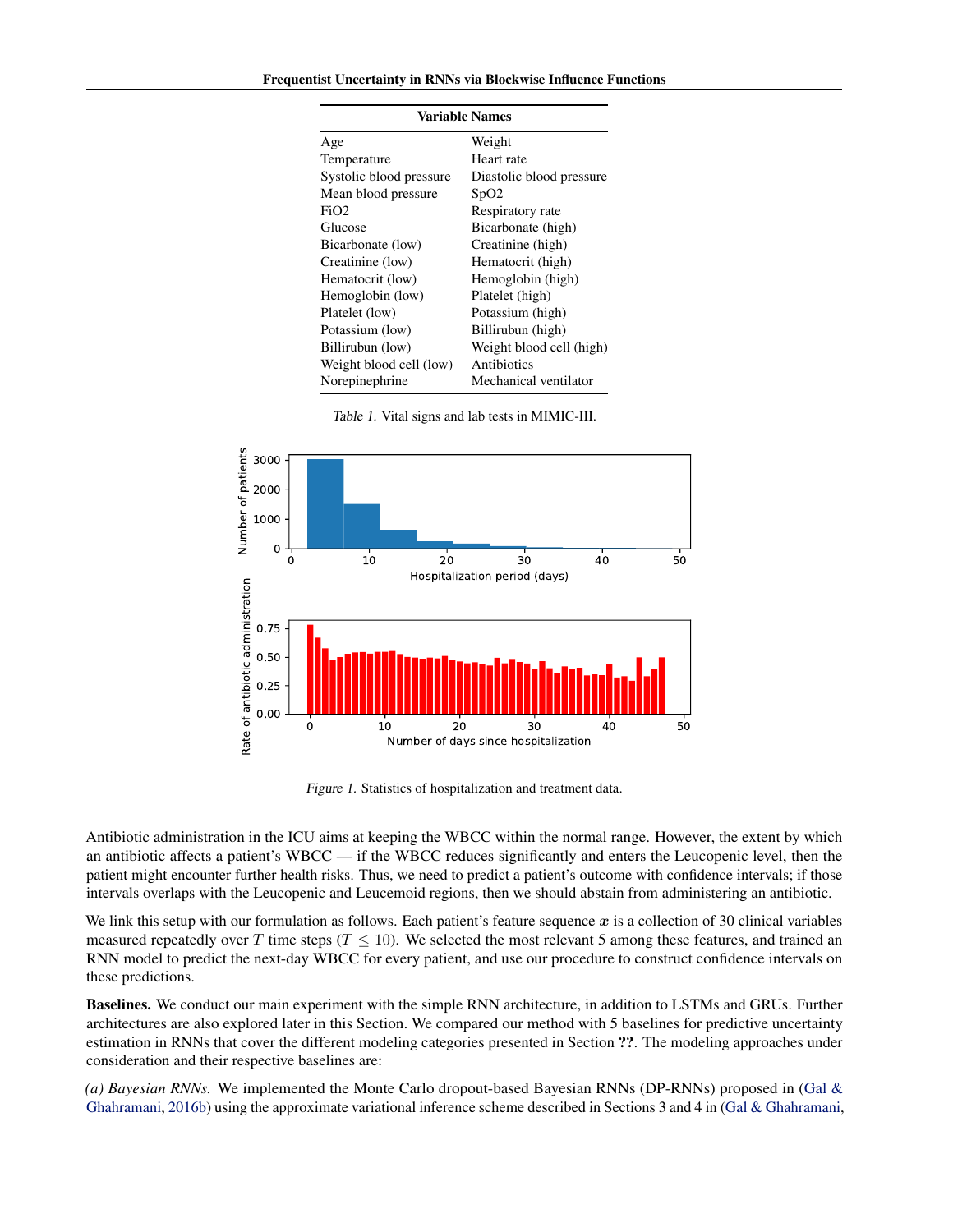| Variable Names | |
|---|---|
| Age | Weight |
| Temperature | Heart rate |
| Systolic blood pressure | Diastolic blood pressure |
| Mean blood pressure | SpO2 |
| FiO2 | Respiratory rate |
| Glucose | Bicarbonate (high) |
| Bicarbonate (low) | Creatinine (high) |
| Creatinine (low) | Hematocrit (high) |
| Hematocrit (low) | Hemoglobin (high) |
| Hemoglobin (low) | Platelet (high) |
| Platelet (low) | Potassium (high) |
| Potassium (low) | Billirubun (high) |
| Billirubun (low) | Weight blood cell (high) |
| Weight blood cell (low) | Antibiotics |
| Norepinephrine | Mechanical ventilator |

*Table 1.* Vital signs and lab tests in MIMIC-III.

*Figure 1.* Statistics of hospitalization and treatment data.

Antibiotic administration in the ICU aims at keeping the WBCC within the normal range. However, the extent by which an antibiotic affects a patient's WBCC — if the WBCC reduces significantly and enters the Leucopenic level, then the patient might encounter further health risks. Thus, we need to predict a patient's outcome with confidence intervals; if those intervals overlaps with the Leucopenic and Leucemoid regions, then we should abstain from administering an antibiotic.

We link this setup with our formulation as follows. Each patient's feature sequence $\boldsymbol{x}$ is a collection of 30 clinical variables measured repeatedly over $T$ time steps ($T \leq 10$). We selected the most relevant 5 among these features, and trained an RNN model to predict the next-day WBCC for every patient, and use our procedure to construct confidence intervals on these predictions.

**Baselines.** We conduct our main experiment with the simple RNN architecture, in addition to LSTMs and GRUs. Further architectures are also explored later in this Section. We compared our method with 5 baselines for predictive uncertainty estimation in RNNs that cover the different modeling categories presented in Section **??**. The modeling approaches under consideration and their respective baselines are:

*(a) Bayesian RNNs.* We implemented the Monte Carlo dropout-based Bayesian RNNs (DP-RNNs) proposed in (Gal & Ghahramani, 2016b) using the approximate variational inference scheme described in Sections 3 and 4 in (Gal & Ghahramani,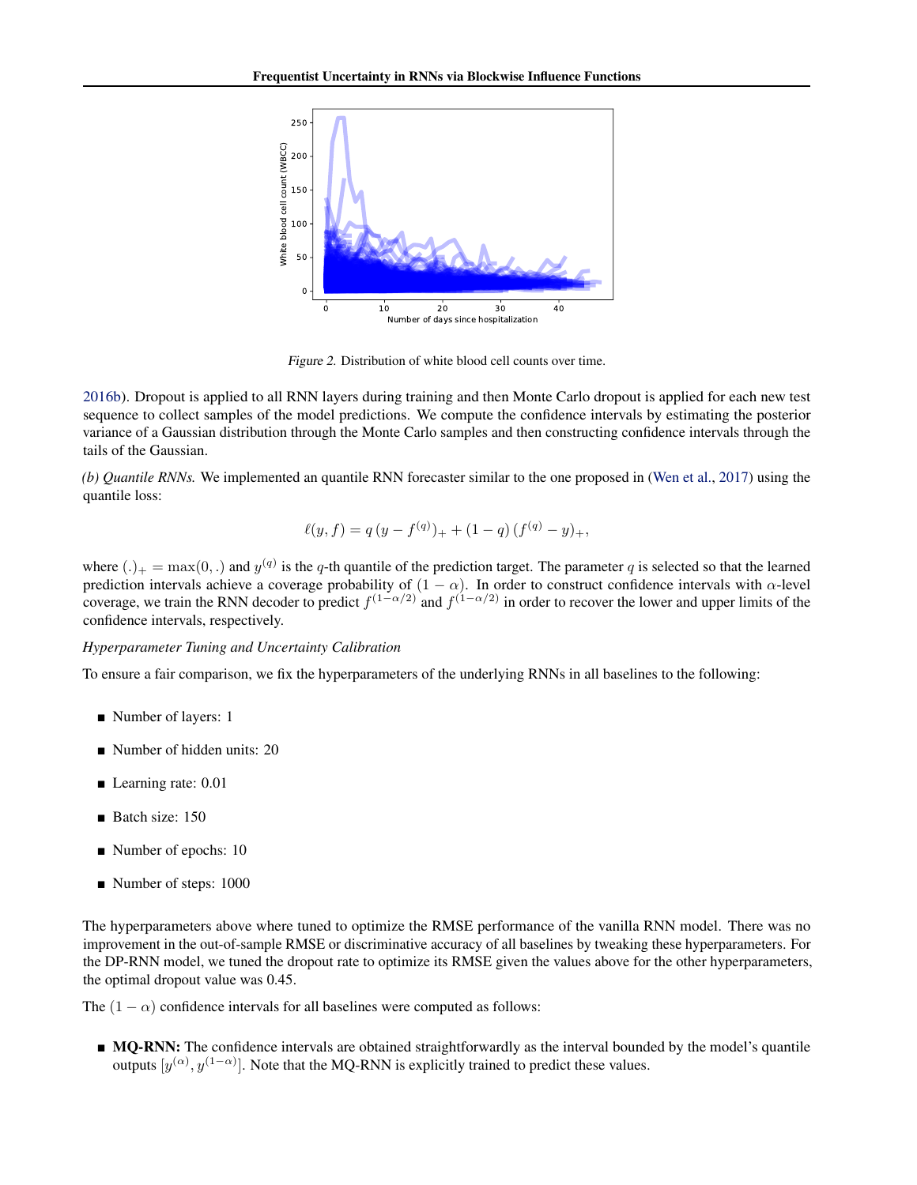Figure 2. Distribution of white blood cell counts over time.

2016b). Dropout is applied to all RNN layers during training and then Monte Carlo dropout is applied for each new test sequence to collect samples of the model predictions. We compute the confidence intervals by estimating the posterior variance of a Gaussian distribution through the Monte Carlo samples and then constructing confidence intervals through the tails of the Gaussian.

*(b) Quantile RNNs.* We implemented an quantile RNN forecaster similar to the one proposed in (Wen et al., 2017) using the quantile loss:

$$\ell(y, f) = q\,(y - f^{(q)})_{+} + (1 - q)\,(f^{(q)} - y)_{+},$$

where $(.)_{+} = \max(0, .)$ and $y^{(q)}$ is the $q$-th quantile of the prediction target. The parameter $q$ is selected so that the learned prediction intervals achieve a coverage probability of $(1 - \alpha)$. In order to construct confidence intervals with $\alpha$-level coverage, we train the RNN decoder to predict $f^{(1-\alpha/2)}$ and $f^{(1-\alpha/2)}$ in order to recover the lower and upper limits of the confidence intervals, respectively.

*Hyperparameter Tuning and Uncertainty Calibration*

To ensure a fair comparison, we fix the hyperparameters of the underlying RNNs in all baselines to the following:

- Number of layers: 1
- Number of hidden units: 20
- Learning rate: 0.01
- Batch size: 150
- Number of epochs: 10
- Number of steps: 1000

The hyperparameters above where tuned to optimize the RMSE performance of the vanilla RNN model. There was no improvement in the out-of-sample RMSE or discriminative accuracy of all baselines by tweaking these hyperparameters. For the DP-RNN model, we tuned the dropout rate to optimize its RMSE given the values above for the other hyperparameters, the optimal dropout value was 0.45.

The $(1 - \alpha)$ confidence intervals for all baselines were computed as follows:

- **MQ-RNN:** The confidence intervals are obtained straightforwardly as the interval bounded by the model's quantile outputs $[y^{(\alpha)}, y^{(1-\alpha)}]$. Note that the MQ-RNN is explicitly trained to predict these values.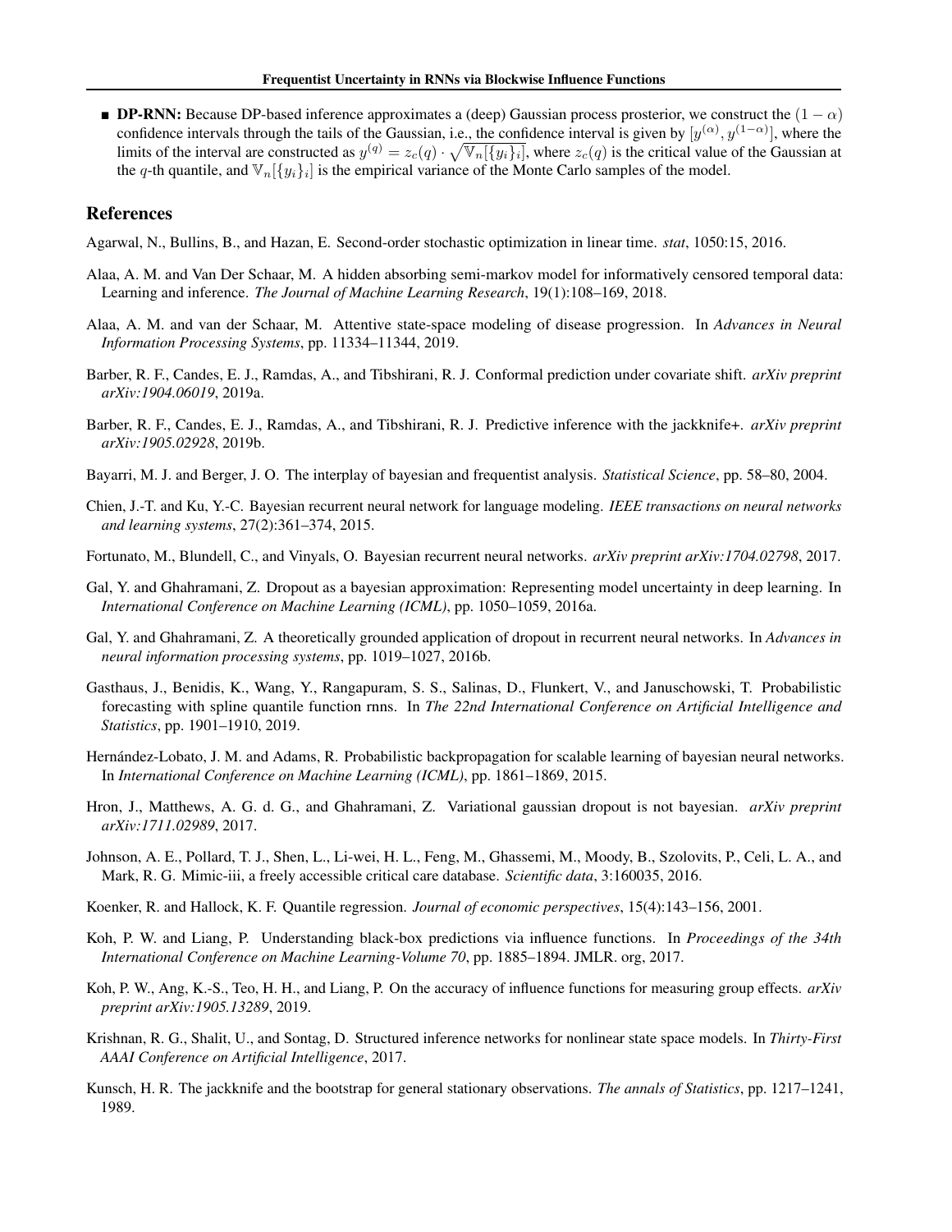- **DP-RNN:** Because DP-based inference approximates a (deep) Gaussian process prosterior, we construct the $(1-\alpha)$ confidence intervals through the tails of the Gaussian, i.e., the confidence interval is given by $[y^{(\alpha)}, y^{(1-\alpha)}]$, where the limits of the interval are constructed as $y^{(q)} = z_c(q) \cdot \sqrt{\mathbb{V}_n[\{y_i\}_i]}$, where $z_c(q)$ is the critical value of the Gaussian at the $q$-th quantile, and $\mathbb{V}_n[\{y_i\}_i]$ is the empirical variance of the Monte Carlo samples of the model.

## References

Agarwal, N., Bullins, B., and Hazan, E. Second-order stochastic optimization in linear time. *stat*, 1050:15, 2016.

Alaa, A. M. and Van Der Schaar, M. A hidden absorbing semi-markov model for informatively censored temporal data: Learning and inference. *The Journal of Machine Learning Research*, 19(1):108–169, 2018.

Alaa, A. M. and van der Schaar, M. Attentive state-space modeling of disease progression. In *Advances in Neural Information Processing Systems*, pp. 11334–11344, 2019.

Barber, R. F., Candes, E. J., Ramdas, A., and Tibshirani, R. J. Conformal prediction under covariate shift. *arXiv preprint arXiv:1904.06019*, 2019a.

Barber, R. F., Candes, E. J., Ramdas, A., and Tibshirani, R. J. Predictive inference with the jackknife+. *arXiv preprint arXiv:1905.02928*, 2019b.

Bayarri, M. J. and Berger, J. O. The interplay of bayesian and frequentist analysis. *Statistical Science*, pp. 58–80, 2004.

Chien, J.-T. and Ku, Y.-C. Bayesian recurrent neural network for language modeling. *IEEE transactions on neural networks and learning systems*, 27(2):361–374, 2015.

Fortunato, M., Blundell, C., and Vinyals, O. Bayesian recurrent neural networks. *arXiv preprint arXiv:1704.02798*, 2017.

Gal, Y. and Ghahramani, Z. Dropout as a bayesian approximation: Representing model uncertainty in deep learning. In *International Conference on Machine Learning (ICML)*, pp. 1050–1059, 2016a.

Gal, Y. and Ghahramani, Z. A theoretically grounded application of dropout in recurrent neural networks. In *Advances in neural information processing systems*, pp. 1019–1027, 2016b.

Gasthaus, J., Benidis, K., Wang, Y., Rangapuram, S. S., Salinas, D., Flunkert, V., and Januschowski, T. Probabilistic forecasting with spline quantile function rnns. In *The 22nd International Conference on Artificial Intelligence and Statistics*, pp. 1901–1910, 2019.

Hernández-Lobato, J. M. and Adams, R. Probabilistic backpropagation for scalable learning of bayesian neural networks. In *International Conference on Machine Learning (ICML)*, pp. 1861–1869, 2015.

Hron, J., Matthews, A. G. d. G., and Ghahramani, Z. Variational gaussian dropout is not bayesian. *arXiv preprint arXiv:1711.02989*, 2017.

Johnson, A. E., Pollard, T. J., Shen, L., Li-wei, H. L., Feng, M., Ghassemi, M., Moody, B., Szolovits, P., Celi, L. A., and Mark, R. G. Mimic-iii, a freely accessible critical care database. *Scientific data*, 3:160035, 2016.

Koenker, R. and Hallock, K. F. Quantile regression. *Journal of economic perspectives*, 15(4):143–156, 2001.

Koh, P. W. and Liang, P. Understanding black-box predictions via influence functions. In *Proceedings of the 34th International Conference on Machine Learning-Volume 70*, pp. 1885–1894. JMLR. org, 2017.

Koh, P. W., Ang, K.-S., Teo, H. H., and Liang, P. On the accuracy of influence functions for measuring group effects. *arXiv preprint arXiv:1905.13289*, 2019.

Krishnan, R. G., Shalit, U., and Sontag, D. Structured inference networks for nonlinear state space models. In *Thirty-First AAAI Conference on Artificial Intelligence*, 2017.

Kunsch, H. R. The jackknife and the bootstrap for general stationary observations. *The annals of Statistics*, pp. 1217–1241, 1989.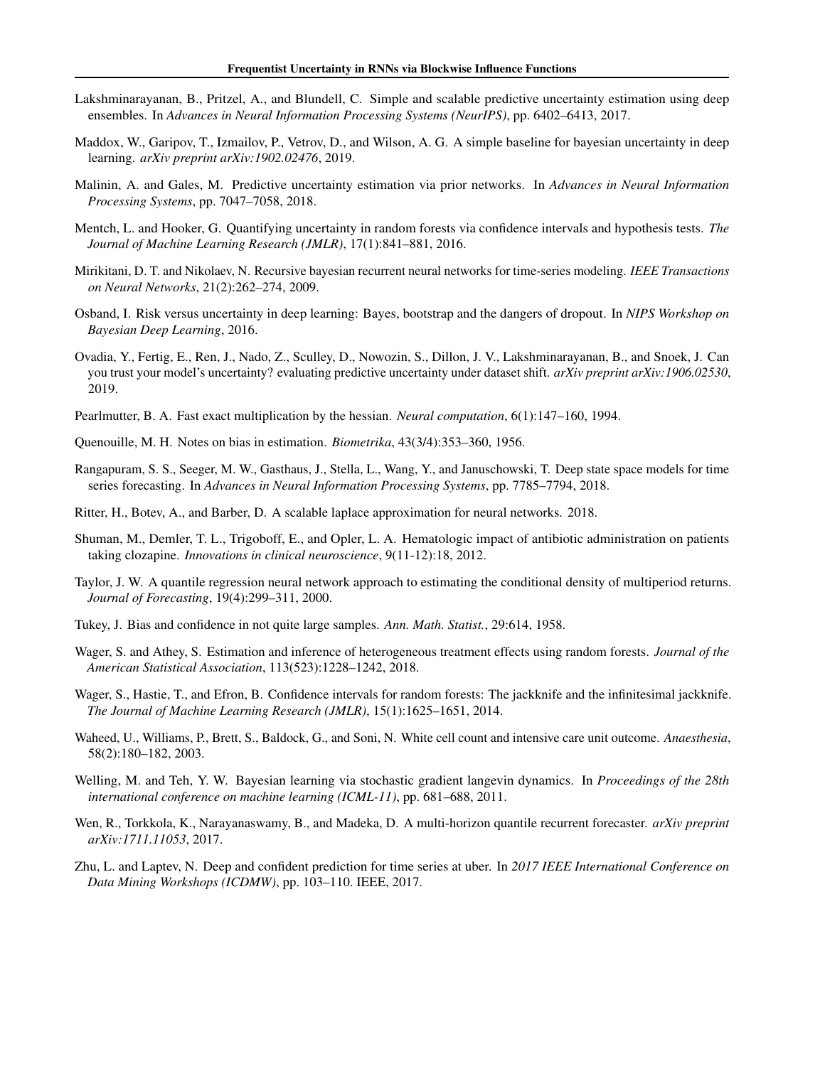Lakshminarayanan, B., Pritzel, A., and Blundell, C. Simple and scalable predictive uncertainty estimation using deep ensembles. In *Advances in Neural Information Processing Systems (NeurIPS)*, pp. 6402–6413, 2017.

Maddox, W., Garipov, T., Izmailov, P., Vetrov, D., and Wilson, A. G. A simple baseline for bayesian uncertainty in deep learning. *arXiv preprint arXiv:1902.02476*, 2019.

Malinin, A. and Gales, M. Predictive uncertainty estimation via prior networks. In *Advances in Neural Information Processing Systems*, pp. 7047–7058, 2018.

Mentch, L. and Hooker, G. Quantifying uncertainty in random forests via confidence intervals and hypothesis tests. *The Journal of Machine Learning Research (JMLR)*, 17(1):841–881, 2016.

Mirikitani, D. T. and Nikolaev, N. Recursive bayesian recurrent neural networks for time-series modeling. *IEEE Transactions on Neural Networks*, 21(2):262–274, 2009.

Osband, I. Risk versus uncertainty in deep learning: Bayes, bootstrap and the dangers of dropout. In *NIPS Workshop on Bayesian Deep Learning*, 2016.

Ovadia, Y., Fertig, E., Ren, J., Nado, Z., Sculley, D., Nowozin, S., Dillon, J. V., Lakshminarayanan, B., and Snoek, J. Can you trust your model's uncertainty? evaluating predictive uncertainty under dataset shift. *arXiv preprint arXiv:1906.02530*, 2019.

Pearlmutter, B. A. Fast exact multiplication by the hessian. *Neural computation*, 6(1):147–160, 1994.

Quenouille, M. H. Notes on bias in estimation. *Biometrika*, 43(3/4):353–360, 1956.

Rangapuram, S. S., Seeger, M. W., Gasthaus, J., Stella, L., Wang, Y., and Januschowski, T. Deep state space models for time series forecasting. In *Advances in Neural Information Processing Systems*, pp. 7785–7794, 2018.

Ritter, H., Botev, A., and Barber, D. A scalable laplace approximation for neural networks. 2018.

Shuman, M., Demler, T. L., Trigoboff, E., and Opler, L. A. Hematologic impact of antibiotic administration on patients taking clozapine. *Innovations in clinical neuroscience*, 9(11-12):18, 2012.

Taylor, J. W. A quantile regression neural network approach to estimating the conditional density of multiperiod returns. *Journal of Forecasting*, 19(4):299–311, 2000.

Tukey, J. Bias and confidence in not quite large samples. *Ann. Math. Statist.*, 29:614, 1958.

Wager, S. and Athey, S. Estimation and inference of heterogeneous treatment effects using random forests. *Journal of the American Statistical Association*, 113(523):1228–1242, 2018.

Wager, S., Hastie, T., and Efron, B. Confidence intervals for random forests: The jackknife and the infinitesimal jackknife. *The Journal of Machine Learning Research (JMLR)*, 15(1):1625–1651, 2014.

Waheed, U., Williams, P., Brett, S., Baldock, G., and Soni, N. White cell count and intensive care unit outcome. *Anaesthesia*, 58(2):180–182, 2003.

Welling, M. and Teh, Y. W. Bayesian learning via stochastic gradient langevin dynamics. In *Proceedings of the 28th international conference on machine learning (ICML-11)*, pp. 681–688, 2011.

Wen, R., Torkkola, K., Narayanaswamy, B., and Madeka, D. A multi-horizon quantile recurrent forecaster. *arXiv preprint arXiv:1711.11053*, 2017.

Zhu, L. and Laptev, N. Deep and confident prediction for time series at uber. In *2017 IEEE International Conference on Data Mining Workshops (ICDMW)*, pp. 103–110. IEEE, 2017.